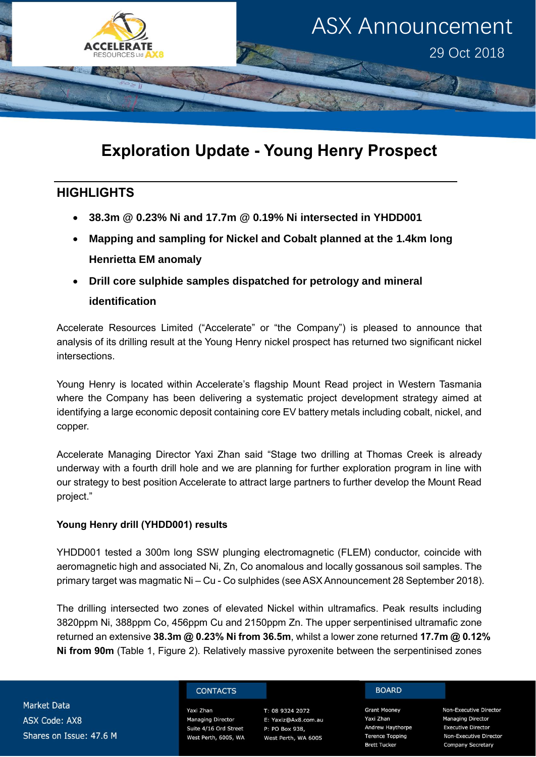# Exploration Update - Young Henry Prospect

## HIGHLIGHTS

- **38.3m @ 0.23% Ni and 17.7m @ 0.19% Ni intersected in YHDD001**
- **Mapping and sampling for Nickel and Cobalt planned at the 1.4km long Henrietta EM anomaly**
- **Drill core sulphide samples dispatched for petrology and mineral identification**

Accelerate Resources Limited ("Accelerate" or "the Company") is pleased to announce that analysis of its drilling result at the Young Henry nickel prospect has returned two significant nickel intersections.

Young Henry is located within Accelerate's flagship Mount Read project in Western Tasmania where the Company has been delivering a systematic project development strategy aimed at identifying a large economic deposit containing core EV battery metals including cobalt, nickel, and copper.

Accelerate Managing Director Yaxi Zhan said "Stage two drilling at Thomas Creek is already underway with a fourth drill hole and we are planning for further exploration program in line with our strategy to best position Accelerate to attract large partners to further develop the Mount Read project."

**Young Henry drill (YHDD001) results**

YHDD001 tested a 300m long SSW plunging electromagnetic (FLEM) conductor, coincide with aeromagnetic high and associated Ni, Zn, Co anomalous and locally gossanous soil samples. The primary target was magmatic Ni – Cu - Co sulphides (see ASX Announcement 28 September 2018).

The drilling intersected two zones of elevated Nickel within ultramafics. Peak results including 3820ppm Ni, 388ppm Co, 456ppm Cu and 2150ppm Zn. The upper serpentinised ultramafic zone returned an extensive **38.3m @ 0.23% Ni from 36.5m**, whilst a lower zone returned **17.7m @ 0.12% Ni from 90m** (Table 1, Figure 2). Relatively massive pyroxenite between the serpentinised zones

Market Data
ASX Code: AX8
Shares on Issue: 47.6 M

CONTACTS
Yaxi Zhan
Managing Director
Suite 4/16 Ord Street
West Perth, 6005, WA
T: 08 9324 2072
E: Yaxiz@Ax8.com.au
P: PO Box 938,
West Perth, WA 6005

BOARD
Grant Mooney — Non-Executive Director
Yaxi Zhan — Managing Director
Andrew Haythorpe — Executive Director
Terence Topping — Non-Executive Director
Brett Tucker — Company Secretary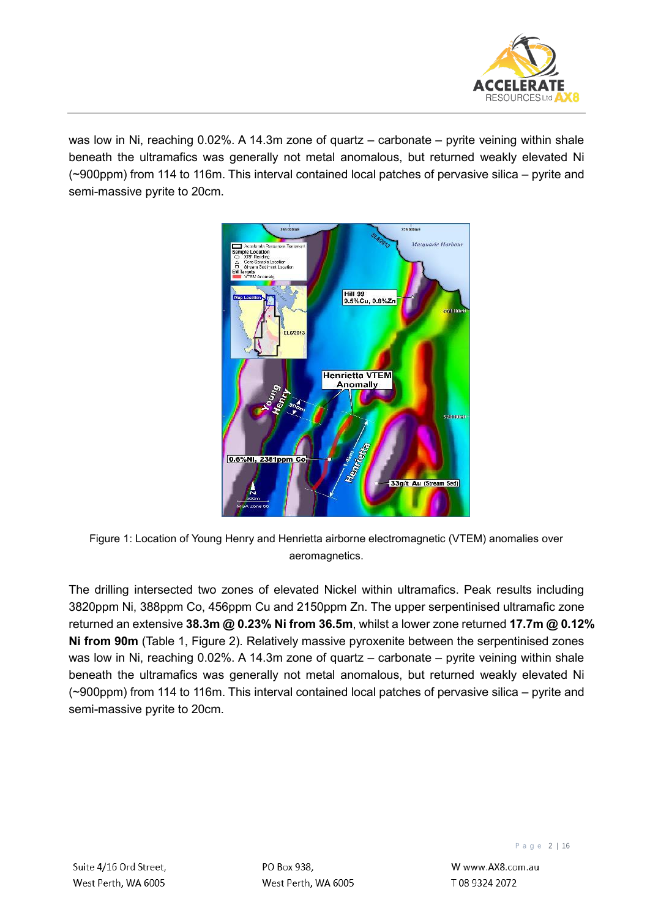was low in Ni, reaching 0.02%. A 14.3m zone of quartz – carbonate – pyrite veining within shale beneath the ultramafics was generally not metal anomalous, but returned weakly elevated Ni (~900ppm) from 114 to 116m. This interval contained local patches of pervasive silica – pyrite and semi-massive pyrite to 20cm.

Figure 1: Location of Young Henry and Henrietta airborne electromagnetic (VTEM) anomalies over aeromagnetics.

The drilling intersected two zones of elevated Nickel within ultramafics. Peak results including 3820ppm Ni, 388ppm Co, 456ppm Cu and 2150ppm Zn. The upper serpentinised ultramafic zone returned an extensive **38.3m @ 0.23% Ni from 36.5m**, whilst a lower zone returned **17.7m @ 0.12% Ni from 90m** (Table 1, Figure 2). Relatively massive pyroxenite between the serpentinised zones was low in Ni, reaching 0.02%. A 14.3m zone of quartz – carbonate – pyrite veining within shale beneath the ultramafics was generally not metal anomalous, but returned weakly elevated Ni (~900ppm) from 114 to 116m. This interval contained local patches of pervasive silica – pyrite and semi-massive pyrite to 20cm.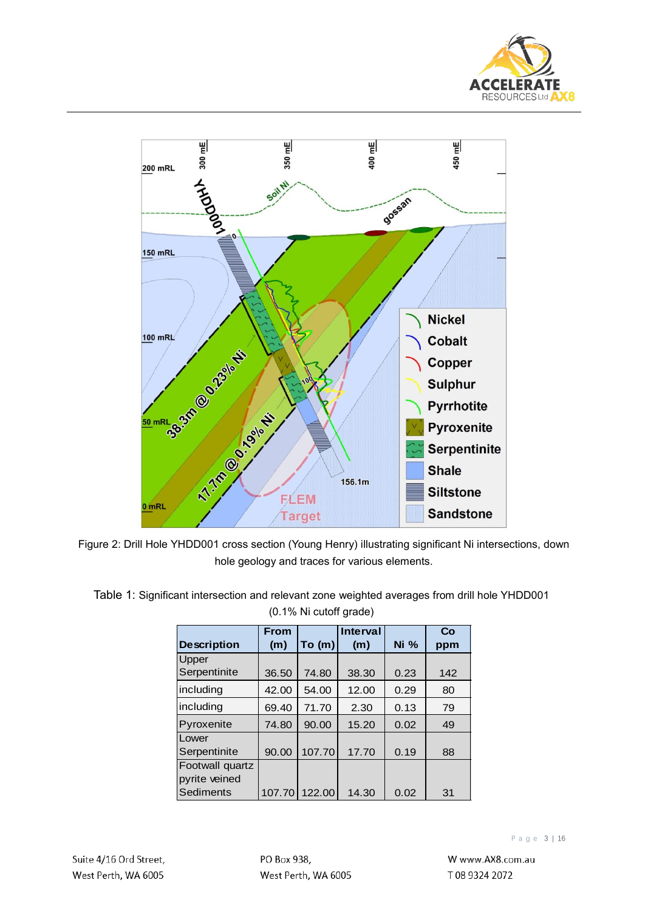Figure 2: Drill Hole YHDD001 cross section (Young Henry) illustrating significant Ni intersections, down hole geology and traces for various elements.

Table 1: Significant intersection and relevant zone weighted averages from drill hole YHDD001 (0.1% Ni cutoff grade)

| Description | From (m) | To (m) | Interval (m) | Ni % | Co ppm |
|---|---|---|---|---|---|
| Upper Serpentinite | 36.50 | 74.80 | 38.30 | 0.23 | 142 |
| including | 42.00 | 54.00 | 12.00 | 0.29 | 80 |
| including | 69.40 | 71.70 | 2.30 | 0.13 | 79 |
| Pyroxenite | 74.80 | 90.00 | 15.20 | 0.02 | 49 |
| Lower Serpentinite | 90.00 | 107.70 | 17.70 | 0.19 | 88 |
| Footwall quartz pyrite veined Sediments | 107.70 | 122.00 | 14.30 | 0.02 | 31 |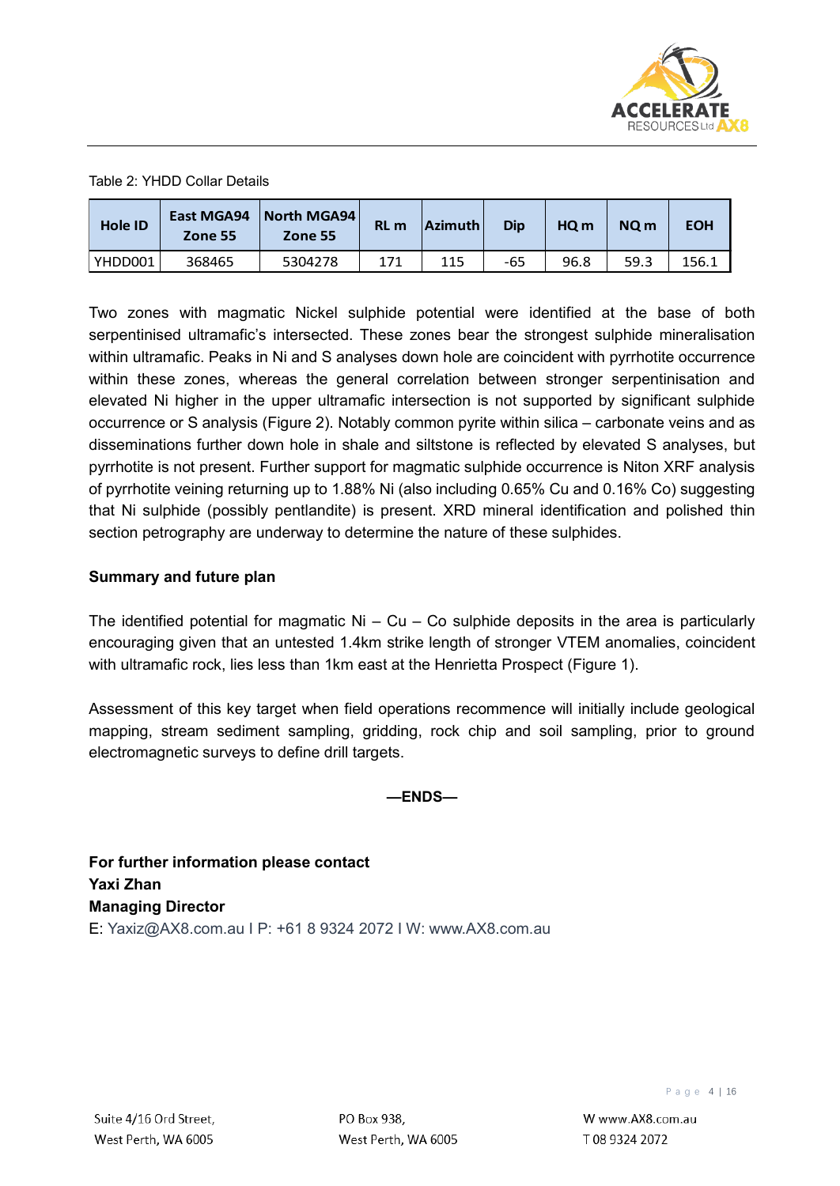Table 2: YHDD Collar Details

| Hole ID | East MGA94 Zone 55 | North MGA94 Zone 55 | RL m | Azimuth | Dip | HQ m | NQ m | EOH |
|---|---|---|---|---|---|---|---|---|
| YHDD001 | 368465 | 5304278 | 171 | 115 | -65 | 96.8 | 59.3 | 156.1 |

Two zones with magmatic Nickel sulphide potential were identified at the base of both serpentinised ultramafic's intersected. These zones bear the strongest sulphide mineralisation within ultramafic. Peaks in Ni and S analyses down hole are coincident with pyrrhotite occurrence within these zones, whereas the general correlation between stronger serpentinisation and elevated Ni higher in the upper ultramafic intersection is not supported by significant sulphide occurrence or S analysis (Figure 2). Notably common pyrite within silica – carbonate veins and as disseminations further down hole in shale and siltstone is reflected by elevated S analyses, but pyrrhotite is not present. Further support for magmatic sulphide occurrence is Niton XRF analysis of pyrrhotite veining returning up to 1.88% Ni (also including 0.65% Cu and 0.16% Co) suggesting that Ni sulphide (possibly pentlandite) is present. XRD mineral identification and polished thin section petrography are underway to determine the nature of these sulphides.

**Summary and future plan**

The identified potential for magmatic Ni – Cu – Co sulphide deposits in the area is particularly encouraging given that an untested 1.4km strike length of stronger VTEM anomalies, coincident with ultramafic rock, lies less than 1km east at the Henrietta Prospect (Figure 1).

Assessment of this key target when field operations recommence will initially include geological mapping, stream sediment sampling, gridding, rock chip and soil sampling, prior to ground electromagnetic surveys to define drill targets.

**—ENDS—**

**For further information please contact**
**Yaxi Zhan**
**Managing Director**
E: Yaxiz@AX8.com.au I P: +61 8 9324 2072 I W: www.AX8.com.au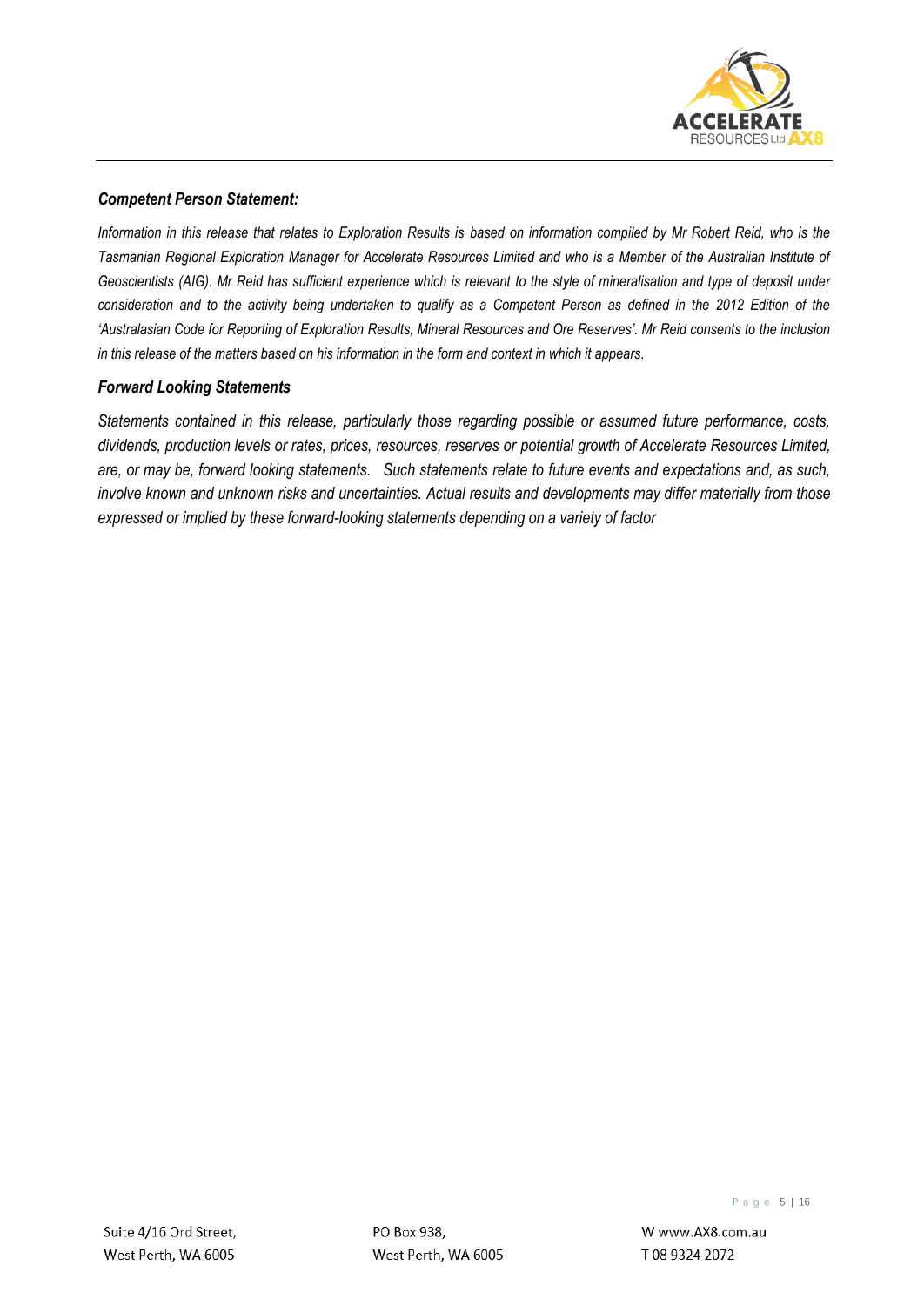### *Competent Person Statement:*

*Information in this release that relates to Exploration Results is based on information compiled by Mr Robert Reid, who is the Tasmanian Regional Exploration Manager for Accelerate Resources Limited and who is a Member of the Australian Institute of Geoscientists (AIG). Mr Reid has sufficient experience which is relevant to the style of mineralisation and type of deposit under consideration and to the activity being undertaken to qualify as a Competent Person as defined in the 2012 Edition of the 'Australasian Code for Reporting of Exploration Results, Mineral Resources and Ore Reserves'. Mr Reid consents to the inclusion in this release of the matters based on his information in the form and context in which it appears.*

### *Forward Looking Statements*

*Statements contained in this release, particularly those regarding possible or assumed future performance, costs, dividends, production levels or rates, prices, resources, reserves or potential growth of Accelerate Resources Limited, are, or may be, forward looking statements. Such statements relate to future events and expectations and, as such, involve known and unknown risks and uncertainties. Actual results and developments may differ materially from those expressed or implied by these forward-looking statements depending on a variety of factor*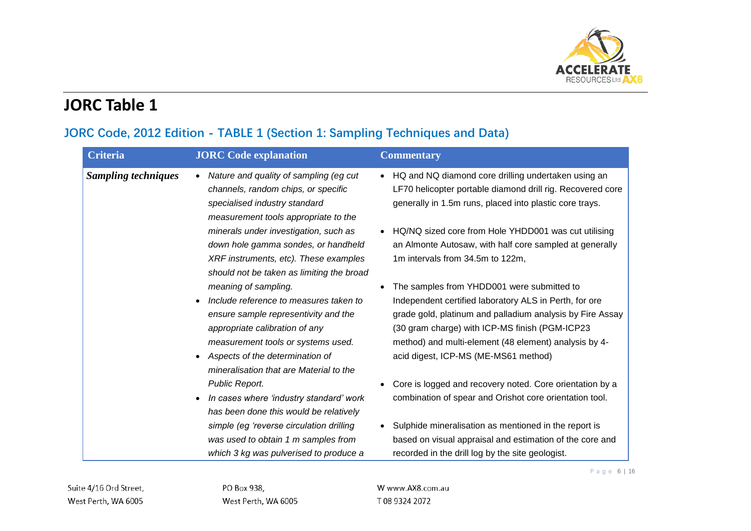# JORC Table 1

## JORC Code, 2012 Edition - TABLE 1 (Section 1: Sampling Techniques and Data)

| Criteria | JORC Code explanation | Commentary |
|---|---|---|
| ***Sampling techniques*** | • *Nature and quality of sampling (eg cut channels, random chips, or specific specialised industry standard measurement tools appropriate to the minerals under investigation, such as down hole gamma sondes, or handheld XRF instruments, etc). These examples should not be taken as limiting the broad meaning of sampling.*<br>• *Include reference to measures taken to ensure sample representivity and the appropriate calibration of any measurement tools or systems used.*<br>• *Aspects of the determination of mineralisation that are Material to the Public Report.*<br>• *In cases where 'industry standard' work has been done this would be relatively simple (eg 'reverse circulation drilling was used to obtain 1 m samples from which 3 kg was pulverised to produce a* | • HQ and NQ diamond core drilling undertaken using an LF70 helicopter portable diamond drill rig. Recovered core generally in 1.5m runs, placed into plastic core trays.<br>• HQ/NQ sized core from Hole YHDD001 was cut utilising an Almonte Autosaw, with half core sampled at generally 1m intervals from 34.5m to 122m,<br>• The samples from YHDD001 were submitted to Independent certified laboratory ALS in Perth, for ore grade gold, platinum and palladium analysis by Fire Assay (30 gram charge) with ICP-MS finish (PGM-ICP23 method) and multi-element (48 element) analysis by 4-acid digest, ICP-MS (ME-MS61 method)<br>• Core is logged and recovery noted. Core orientation by a combination of spear and Orishot core orientation tool.<br>• Sulphide mineralisation as mentioned in the report is based on visual appraisal and estimation of the core and recorded in the drill log by the site geologist. |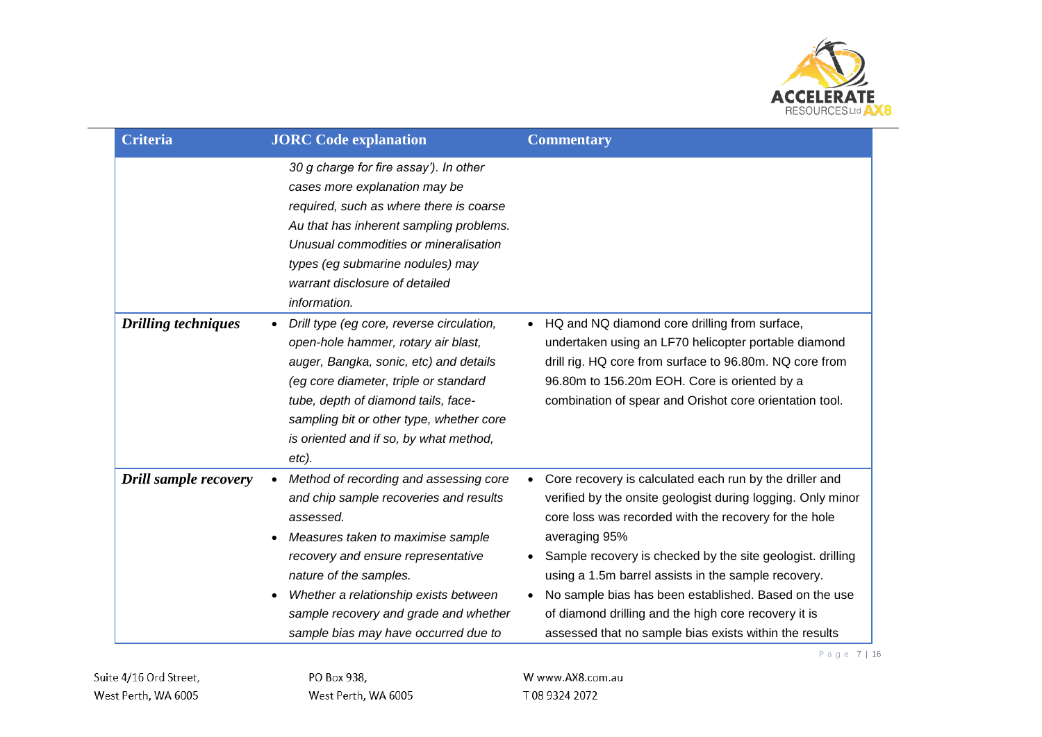| Criteria | JORC Code explanation | Commentary |
|---|---|---|
| | *30 g charge for fire assay'). In other cases more explanation may be required, such as where there is coarse Au that has inherent sampling problems. Unusual commodities or mineralisation types (eg submarine nodules) may warrant disclosure of detailed information.* | |
| ***Drilling techniques*** | • *Drill type (eg core, reverse circulation, open-hole hammer, rotary air blast, auger, Bangka, sonic, etc) and details (eg core diameter, triple or standard tube, depth of diamond tails, face-sampling bit or other type, whether core is oriented and if so, by what method, etc).* | • HQ and NQ diamond core drilling from surface, undertaken using an LF70 helicopter portable diamond drill rig. HQ core from surface to 96.80m. NQ core from 96.80m to 156.20m EOH. Core is oriented by a combination of spear and Orishot core orientation tool. |
| ***Drill sample recovery*** | • *Method of recording and assessing core and chip sample recoveries and results assessed.*<br>• *Measures taken to maximise sample recovery and ensure representative nature of the samples.*<br>• *Whether a relationship exists between sample recovery and grade and whether sample bias may have occurred due to* | • Core recovery is calculated each run by the driller and verified by the onsite geologist during logging. Only minor core loss was recorded with the recovery for the hole averaging 95%<br>• Sample recovery is checked by the site geologist. drilling using a 1.5m barrel assists in the sample recovery.<br>• No sample bias has been established. Based on the use of diamond drilling and the high core recovery it is assessed that no sample bias exists within the results |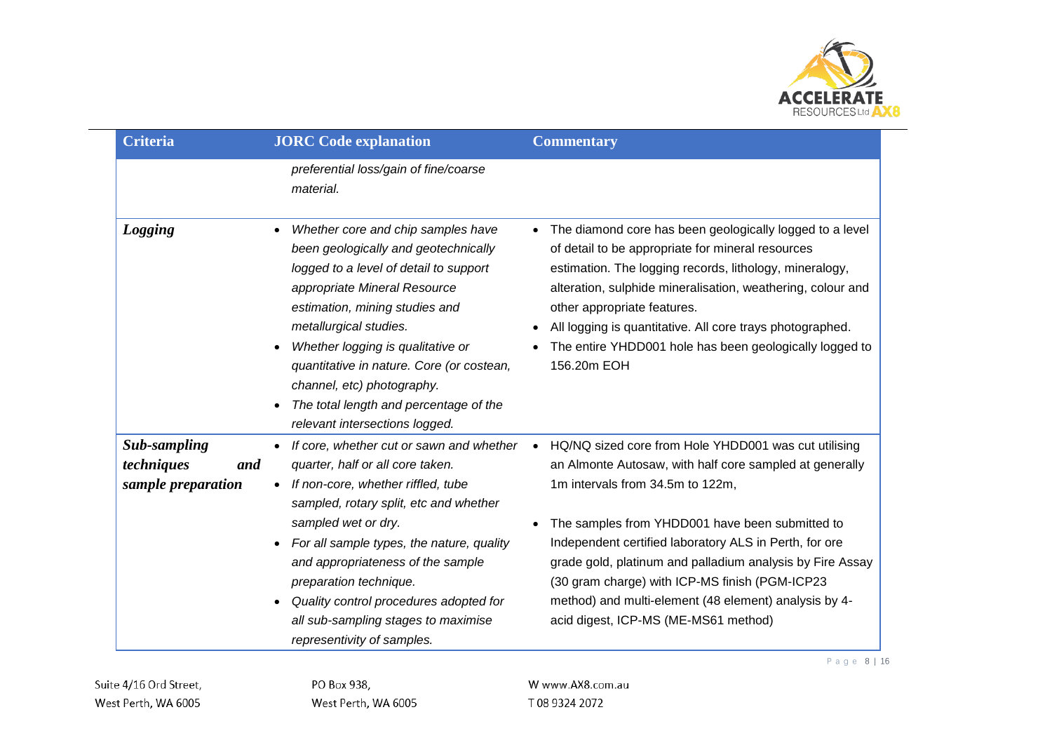| Criteria | JORC Code explanation | Commentary |
|---|---|---|
| | *preferential loss/gain of fine/coarse material.* | |
| ***Logging*** | • *Whether core and chip samples have been geologically and geotechnically logged to a level of detail to support appropriate Mineral Resource estimation, mining studies and metallurgical studies.* <br> • *Whether logging is qualitative or quantitative in nature. Core (or costean, channel, etc) photography.* <br> • *The total length and percentage of the relevant intersections logged.* | • The diamond core has been geologically logged to a level of detail to be appropriate for mineral resources estimation. The logging records, lithology, mineralogy, alteration, sulphide mineralisation, weathering, colour and other appropriate features. <br> • All logging is quantitative. All core trays photographed. <br> • The entire YHDD001 hole has been geologically logged to 156.20m EOH |
| ***Sub-sampling techniques and sample preparation*** | • *If core, whether cut or sawn and whether quarter, half or all core taken.* <br> • *If non-core, whether riffled, tube sampled, rotary split, etc and whether sampled wet or dry.* <br> • *For all sample types, the nature, quality and appropriateness of the sample preparation technique.* <br> • *Quality control procedures adopted for all sub-sampling stages to maximise representivity of samples.* | • HQ/NQ sized core from Hole YHDD001 was cut utilising an Almonte Autosaw, with half core sampled at generally 1m intervals from 34.5m to 122m, <br> • The samples from YHDD001 have been submitted to Independent certified laboratory ALS in Perth, for ore grade gold, platinum and palladium analysis by Fire Assay (30 gram charge) with ICP-MS finish (PGM-ICP23 method) and multi-element (48 element) analysis by 4-acid digest, ICP-MS (ME-MS61 method) |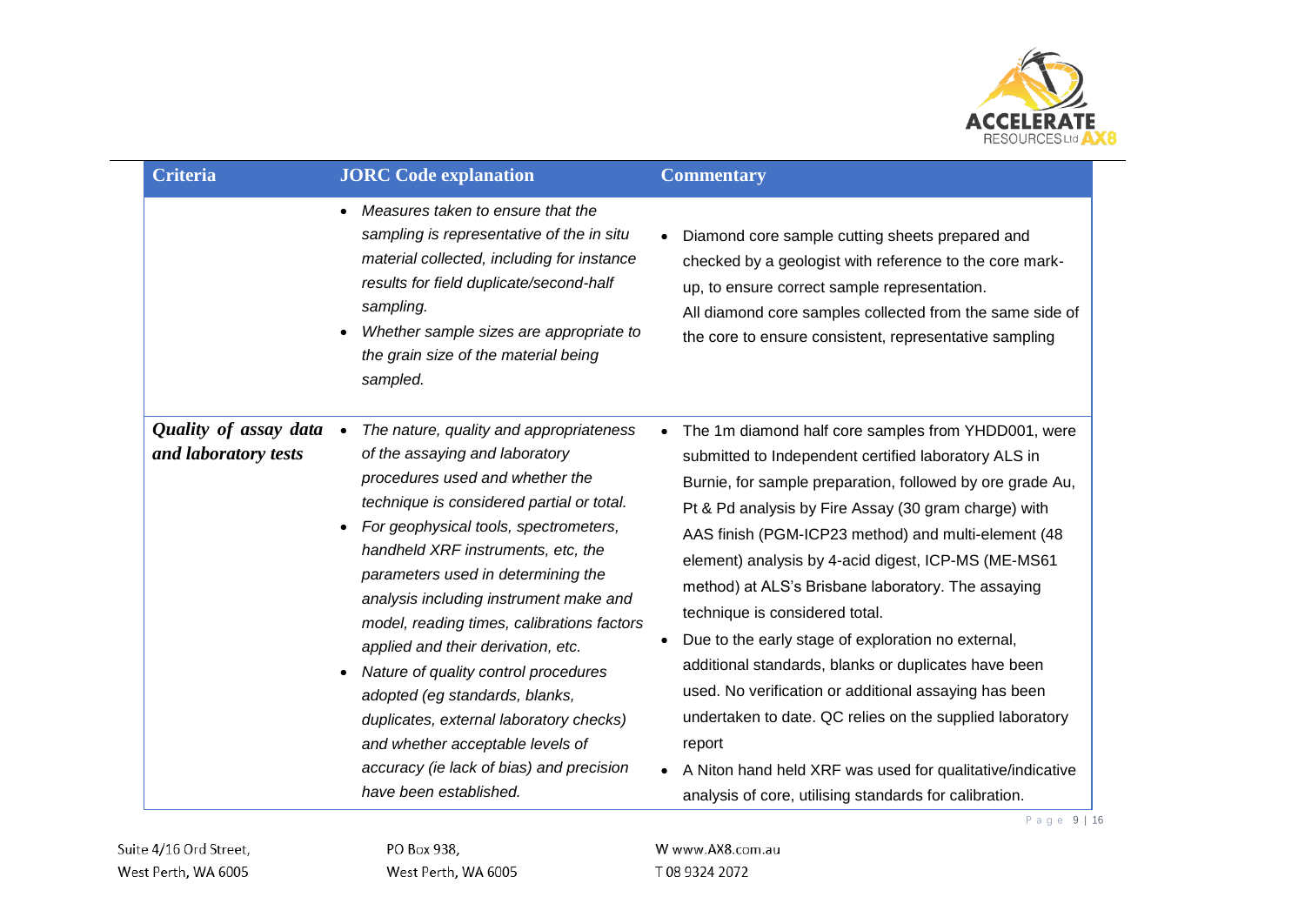| Criteria | JORC Code explanation | Commentary |
| --- | --- | --- |
| | • *Measures taken to ensure that the sampling is representative of the in situ material collected, including for instance results for field duplicate/second-half sampling.*<br>• *Whether sample sizes are appropriate to the grain size of the material being sampled.* | • Diamond core sample cutting sheets prepared and checked by a geologist with reference to the core mark-up, to ensure correct sample representation. All diamond core samples collected from the same side of the core to ensure consistent, representative sampling |
| ***Quality of assay data and laboratory tests*** | • *The nature, quality and appropriateness of the assaying and laboratory procedures used and whether the technique is considered partial or total.*<br>• *For geophysical tools, spectrometers, handheld XRF instruments, etc, the parameters used in determining the analysis including instrument make and model, reading times, calibrations factors applied and their derivation, etc.*<br>• *Nature of quality control procedures adopted (eg standards, blanks, duplicates, external laboratory checks) and whether acceptable levels of accuracy (ie lack of bias) and precision have been established.* | • The 1m diamond half core samples from YHDD001, were submitted to Independent certified laboratory ALS in Burnie, for sample preparation, followed by ore grade Au, Pt & Pd analysis by Fire Assay (30 gram charge) with AAS finish (PGM-ICP23 method) and multi-element (48 element) analysis by 4-acid digest, ICP-MS (ME-MS61 method) at ALS's Brisbane laboratory. The assaying technique is considered total.<br>• Due to the early stage of exploration no external, additional standards, blanks or duplicates have been used. No verification or additional assaying has been undertaken to date. QC relies on the supplied laboratory report<br>• A Niton hand held XRF was used for qualitative/indicative analysis of core, utilising standards for calibration. |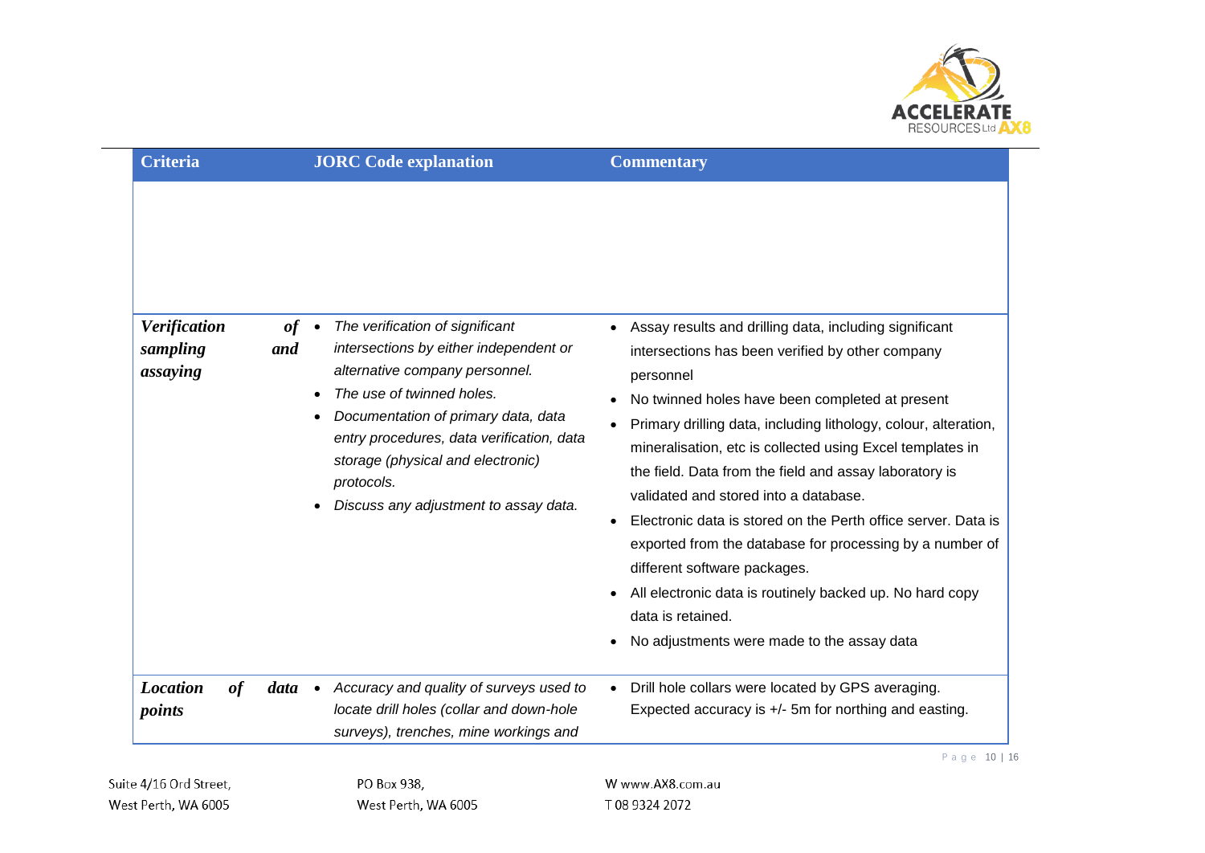| Criteria | JORC Code explanation | Commentary |
|---|---|---|
| | | |
| ***Verification of sampling and assaying*** | • *The verification of significant intersections by either independent or alternative company personnel.*<br>• *The use of twinned holes.*<br>• *Documentation of primary data, data entry procedures, data verification, data storage (physical and electronic) protocols.*<br>• *Discuss any adjustment to assay data.* | • Assay results and drilling data, including significant intersections has been verified by other company personnel<br>• No twinned holes have been completed at present<br>• Primary drilling data, including lithology, colour, alteration, mineralisation, etc is collected using Excel templates in the field. Data from the field and assay laboratory is validated and stored into a database.<br>• Electronic data is stored on the Perth office server. Data is exported from the database for processing by a number of different software packages.<br>• All electronic data is routinely backed up. No hard copy data is retained.<br>• No adjustments were made to the assay data |
| ***Location of data points*** | • *Accuracy and quality of surveys used to locate drill holes (collar and down-hole surveys), trenches, mine workings and* | • Drill hole collars were located by GPS averaging. Expected accuracy is +/- 5m for northing and easting. |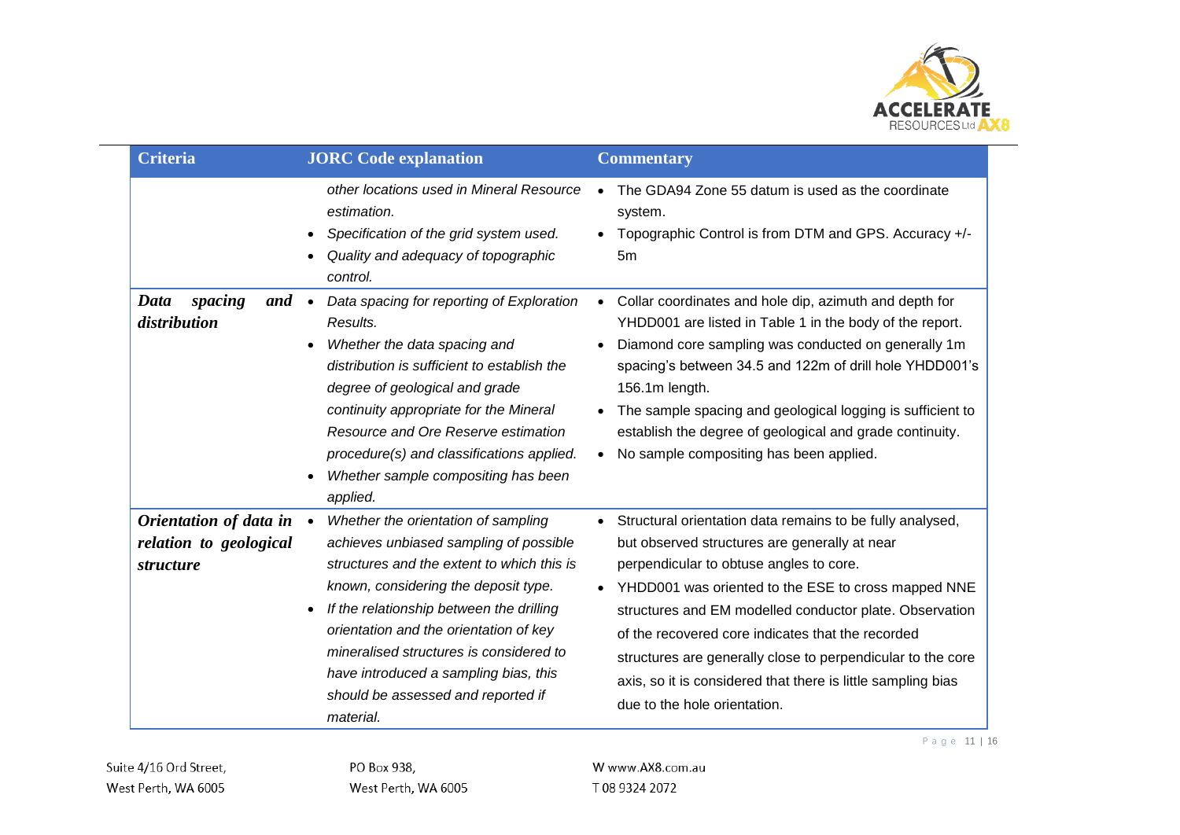| Criteria | JORC Code explanation | Commentary |
|---|---|---|
| | *other locations used in Mineral Resource estimation.*<br>• *Specification of the grid system used.*<br>• *Quality and adequacy of topographic control.* | • The GDA94 Zone 55 datum is used as the coordinate system.<br>• Topographic Control is from DTM and GPS. Accuracy +/- 5m |
| ***Data spacing and distribution*** | • *Data spacing for reporting of Exploration Results.*<br>• *Whether the data spacing and distribution is sufficient to establish the degree of geological and grade continuity appropriate for the Mineral Resource and Ore Reserve estimation procedure(s) and classifications applied.*<br>• *Whether sample compositing has been applied.* | • Collar coordinates and hole dip, azimuth and depth for YHDD001 are listed in Table 1 in the body of the report.<br>• Diamond core sampling was conducted on generally 1m spacing's between 34.5 and 122m of drill hole YHDD001's 156.1m length.<br>• The sample spacing and geological logging is sufficient to establish the degree of geological and grade continuity.<br>• No sample compositing has been applied. |
| ***Orientation of data in relation to geological structure*** | • *Whether the orientation of sampling achieves unbiased sampling of possible structures and the extent to which this is known, considering the deposit type.*<br>• *If the relationship between the drilling orientation and the orientation of key mineralised structures is considered to have introduced a sampling bias, this should be assessed and reported if material.* | • Structural orientation data remains to be fully analysed, but observed structures are generally at near perpendicular to obtuse angles to core.<br>• YHDD001 was oriented to the ESE to cross mapped NNE structures and EM modelled conductor plate. Observation of the recovered core indicates that the recorded structures are generally close to perpendicular to the core axis, so it is considered that there is little sampling bias due to the hole orientation. |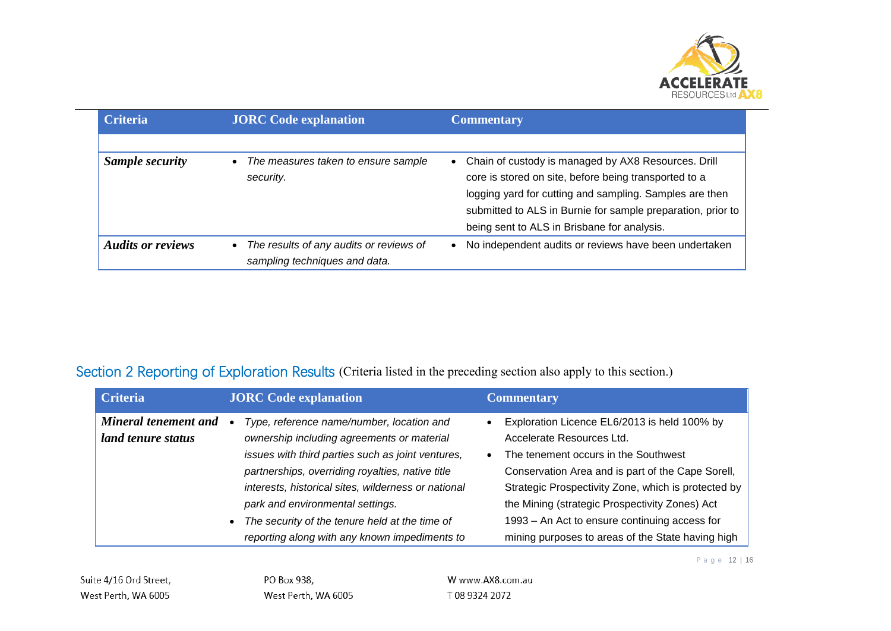| Criteria | JORC Code explanation | Commentary |
|---|---|---|
| | | |
| ***Sample security*** | • *The measures taken to ensure sample security.* | • Chain of custody is managed by AX8 Resources. Drill core is stored on site, before being transported to a logging yard for cutting and sampling. Samples are then submitted to ALS in Burnie for sample preparation, prior to being sent to ALS in Brisbane for analysis. |
| ***Audits or reviews*** | • *The results of any audits or reviews of sampling techniques and data.* | • No independent audits or reviews have been undertaken |

## Section 2 Reporting of Exploration Results (Criteria listed in the preceding section also apply to this section.)

| Criteria | JORC Code explanation | Commentary |
|---|---|---|
| ***Mineral tenement and land tenure status*** | • *Type, reference name/number, location and ownership including agreements or material issues with third parties such as joint ventures, partnerships, overriding royalties, native title interests, historical sites, wilderness or national park and environmental settings.*<br>• *The security of the tenure held at the time of reporting along with any known impediments to* | • Exploration Licence EL6/2013 is held 100% by Accelerate Resources Ltd.<br>• The tenement occurs in the Southwest Conservation Area and is part of the Cape Sorell, Strategic Prospectivity Zone, which is protected by the Mining (strategic Prospectivity Zones) Act 1993 – An Act to ensure continuing access for mining purposes to areas of the State having high |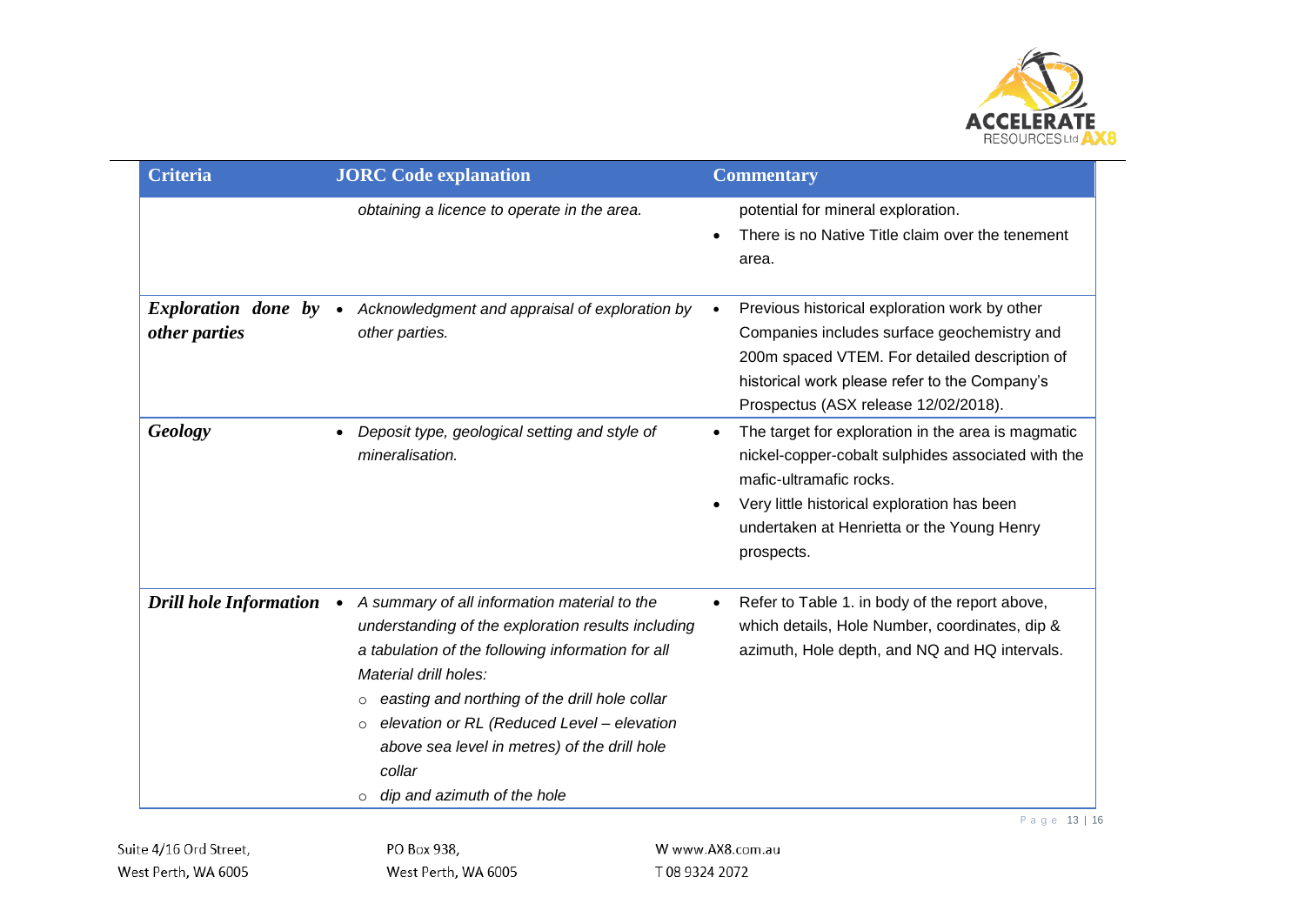| Criteria | JORC Code explanation | Commentary |
|---|---|---|
| | *obtaining a licence to operate in the area.* | potential for mineral exploration.<br>• There is no Native Title claim over the tenement area. |
| ***Exploration done by other parties*** | • *Acknowledgment and appraisal of exploration by other parties.* | • Previous historical exploration work by other Companies includes surface geochemistry and 200m spaced VTEM. For detailed description of historical work please refer to the Company's Prospectus (ASX release 12/02/2018). |
| ***Geology*** | • *Deposit type, geological setting and style of mineralisation.* | • The target for exploration in the area is magmatic nickel-copper-cobalt sulphides associated with the mafic-ultramafic rocks.<br>• Very little historical exploration has been undertaken at Henrietta or the Young Henry prospects. |
| ***Drill hole Information*** | • *A summary of all information material to the understanding of the exploration results including a tabulation of the following information for all Material drill holes:*<br>○ *easting and northing of the drill hole collar*<br>○ *elevation or RL (Reduced Level – elevation above sea level in metres) of the drill hole collar*<br>○ *dip and azimuth of the hole* | • Refer to Table 1. in body of the report above, which details, Hole Number, coordinates, dip & azimuth, Hole depth, and NQ and HQ intervals. |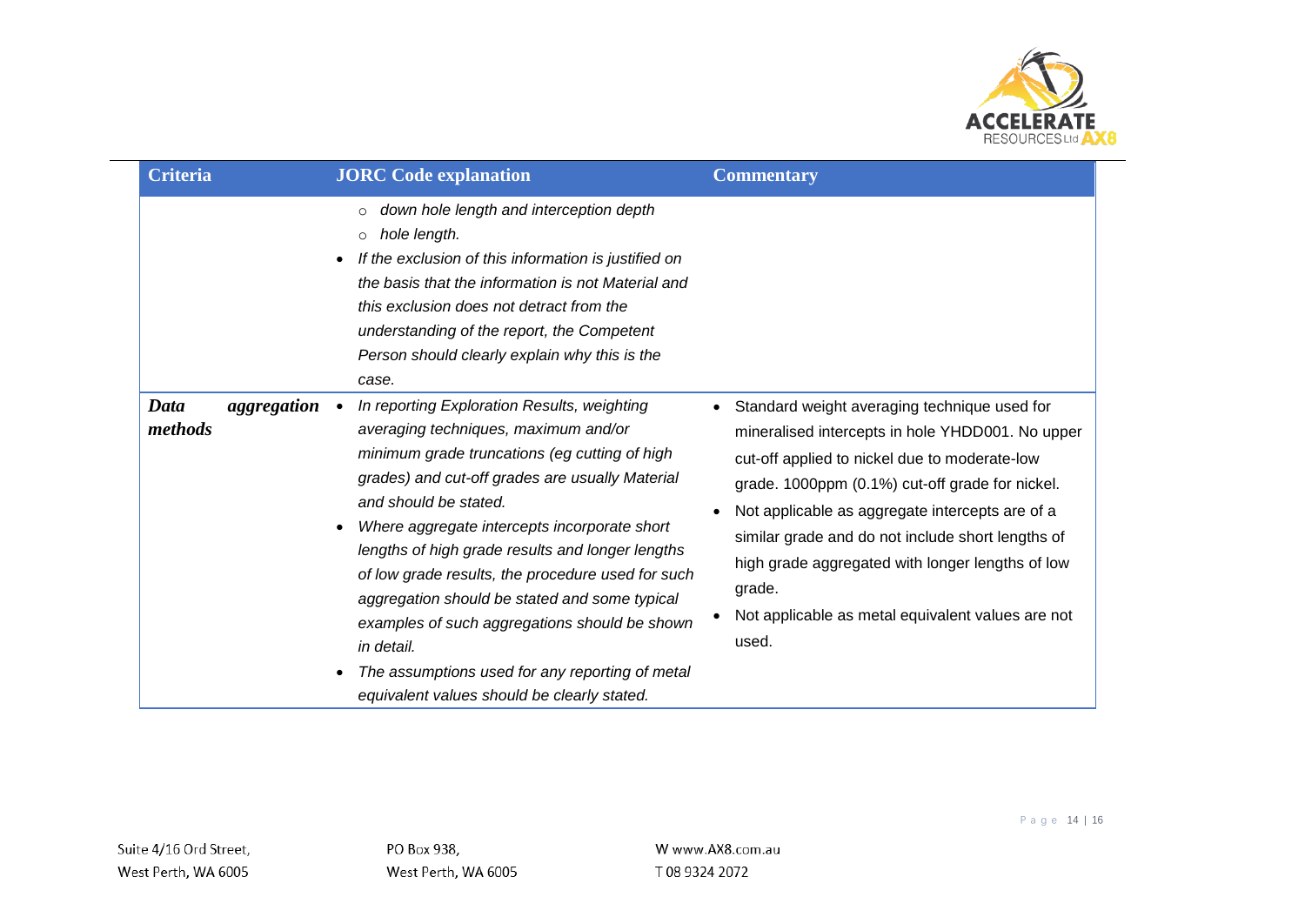| Criteria | JORC Code explanation | Commentary |
|---|---|---|
| | ○ *down hole length and interception depth*<br>○ *hole length.*<br>• *If the exclusion of this information is justified on the basis that the information is not Material and this exclusion does not detract from the understanding of the report, the Competent Person should clearly explain why this is the case.* | |
| ***Data aggregation methods*** | • *In reporting Exploration Results, weighting averaging techniques, maximum and/or minimum grade truncations (eg cutting of high grades) and cut-off grades are usually Material and should be stated.*<br>• *Where aggregate intercepts incorporate short lengths of high grade results and longer lengths of low grade results, the procedure used for such aggregation should be stated and some typical examples of such aggregations should be shown in detail.*<br>• *The assumptions used for any reporting of metal equivalent values should be clearly stated.* | • Standard weight averaging technique used for mineralised intercepts in hole YHDD001. No upper cut-off applied to nickel due to moderate-low grade. 1000ppm (0.1%) cut-off grade for nickel.<br>• Not applicable as aggregate intercepts are of a similar grade and do not include short lengths of high grade aggregated with longer lengths of low grade.<br>• Not applicable as metal equivalent values are not used. |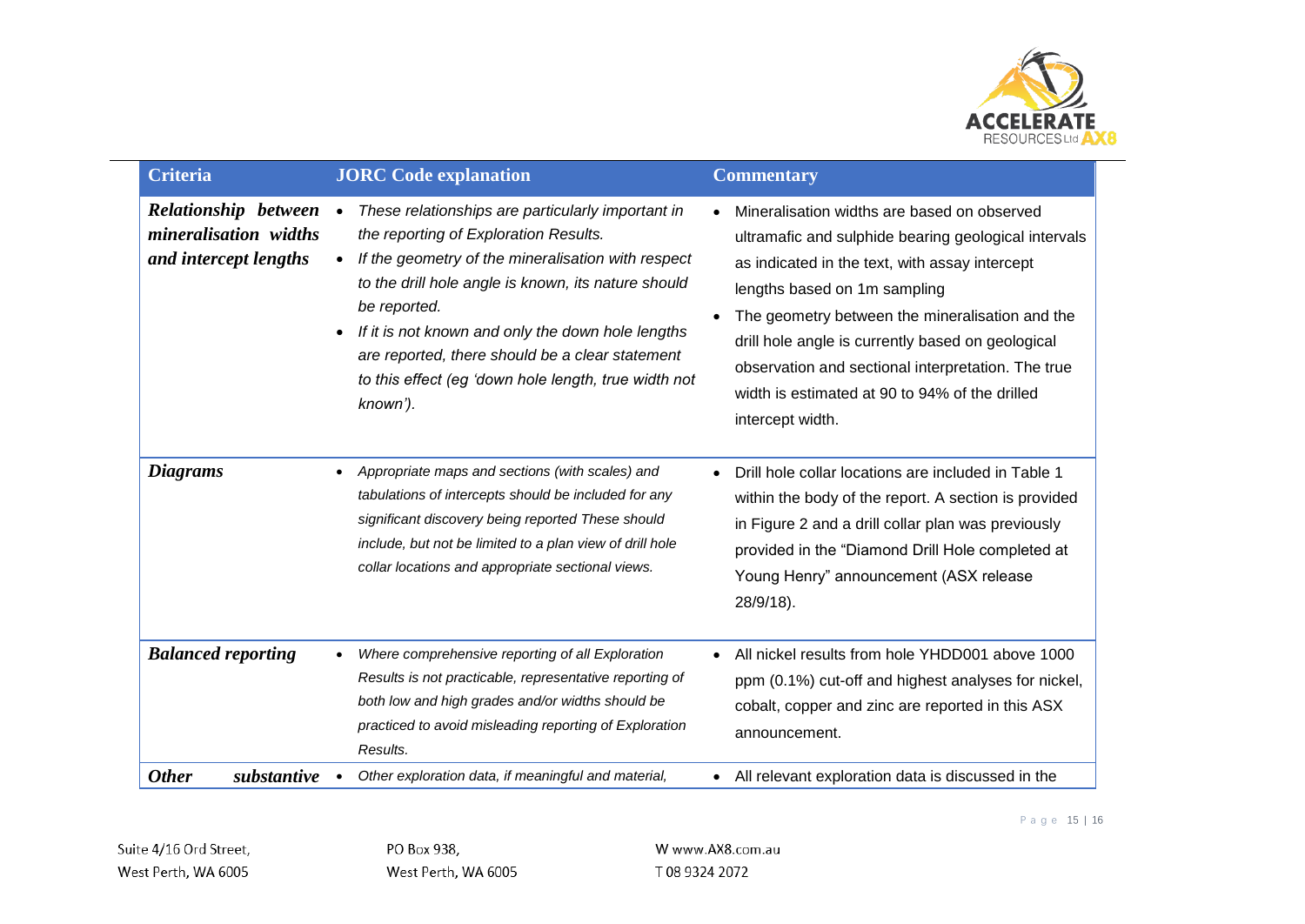| Criteria | JORC Code explanation | Commentary |
|---|---|---|
| ***Relationship between mineralisation widths and intercept lengths*** | • *These relationships are particularly important in the reporting of Exploration Results.* <br> • *If the geometry of the mineralisation with respect to the drill hole angle is known, its nature should be reported.* <br> • *If it is not known and only the down hole lengths are reported, there should be a clear statement to this effect (eg 'down hole length, true width not known').* | • Mineralisation widths are based on observed ultramafic and sulphide bearing geological intervals as indicated in the text, with assay intercept lengths based on 1m sampling <br> • The geometry between the mineralisation and the drill hole angle is currently based on geological observation and sectional interpretation. The true width is estimated at 90 to 94% of the drilled intercept width. |
| ***Diagrams*** | • *Appropriate maps and sections (with scales) and tabulations of intercepts should be included for any significant discovery being reported These should include, but not be limited to a plan view of drill hole collar locations and appropriate sectional views.* | • Drill hole collar locations are included in Table 1 within the body of the report. A section is provided in Figure 2 and a drill collar plan was previously provided in the "Diamond Drill Hole completed at Young Henry" announcement (ASX release 28/9/18). |
| ***Balanced reporting*** | • *Where comprehensive reporting of all Exploration Results is not practicable, representative reporting of both low and high grades and/or widths should be practiced to avoid misleading reporting of Exploration Results.* | • All nickel results from hole YHDD001 above 1000 ppm (0.1%) cut-off and highest analyses for nickel, cobalt, copper and zinc are reported in this ASX announcement. |
| ***Other substantive*** | • *Other exploration data, if meaningful and material,* | • All relevant exploration data is discussed in the |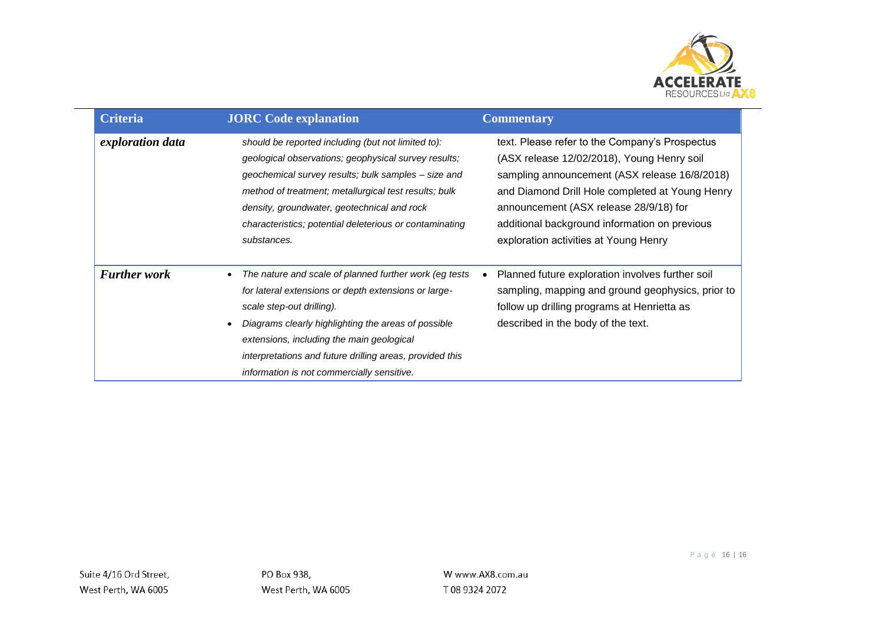| Criteria | JORC Code explanation | Commentary |
|---|---|---|
| ***exploration data*** | *should be reported including (but not limited to): geological observations; geophysical survey results; geochemical survey results; bulk samples – size and method of treatment; metallurgical test results; bulk density, groundwater, geotechnical and rock characteristics; potential deleterious or contaminating substances.* | text. Please refer to the Company's Prospectus (ASX release 12/02/2018), Young Henry soil sampling announcement (ASX release 16/8/2018) and Diamond Drill Hole completed at Young Henry announcement (ASX release 28/9/18) for additional background information on previous exploration activities at Young Henry |
| ***Further work*** | • *The nature and scale of planned further work (eg tests for lateral extensions or depth extensions or large-scale step-out drilling).* <br> • *Diagrams clearly highlighting the areas of possible extensions, including the main geological interpretations and future drilling areas, provided this information is not commercially sensitive.* | • Planned future exploration involves further soil sampling, mapping and ground geophysics, prior to follow up drilling programs at Henrietta as described in the body of the text. |